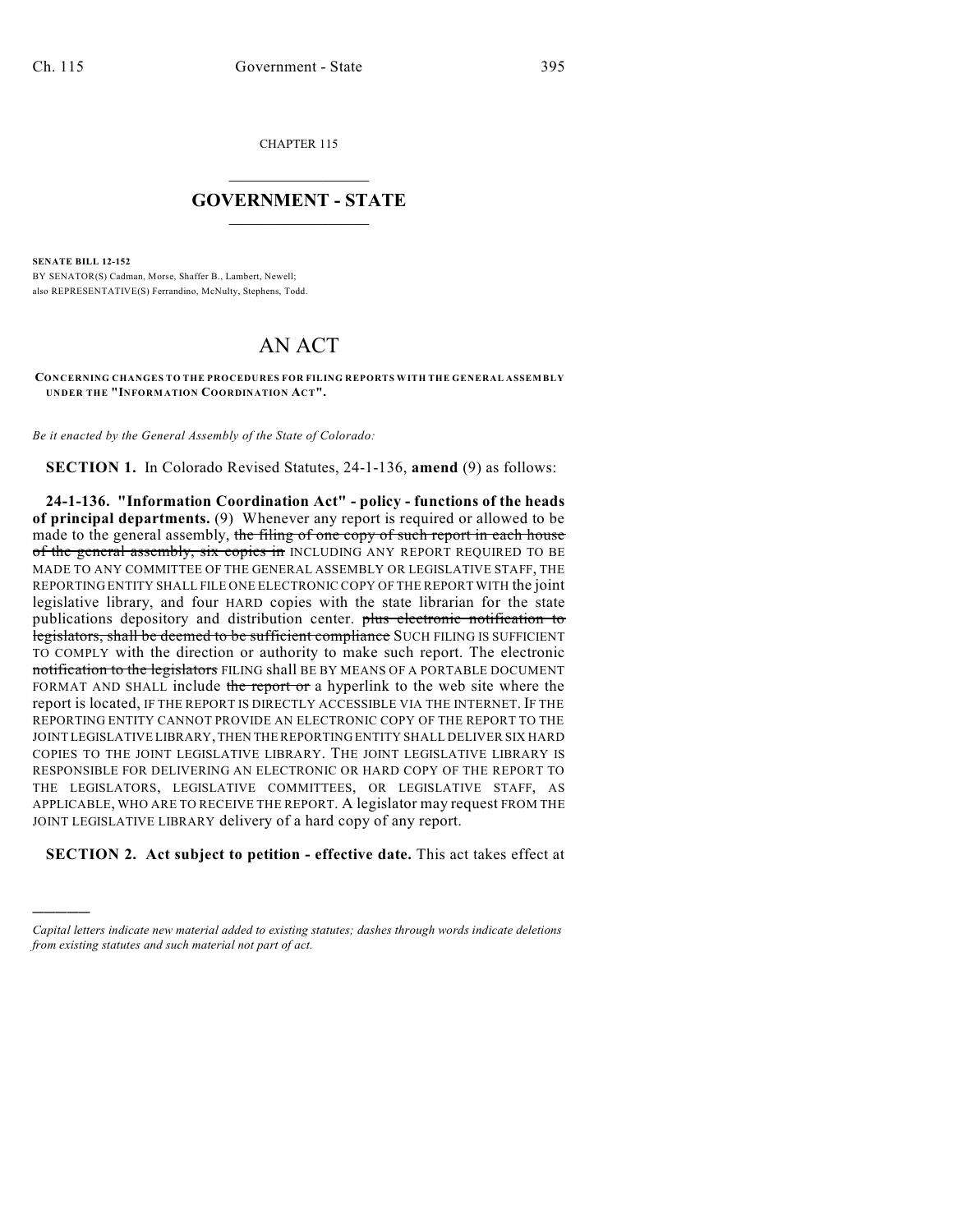CHAPTER 115

# GOVERNMENT - STATE

**SENATE BILL 12-152**

BY SENATOR(S) Cadman, Morse, Shaffer B., Lambert, Newell;
also REPRESENTATIVE(S) Ferrandino, McNulty, Stephens, Todd.

# AN ACT

**CONCERNING CHANGES TO THE PROCEDURES FOR FILING REPORTS WITH THE GENERAL ASSEMBLY UNDER THE "INFORMATION COORDINATION ACT".**

*Be it enacted by the General Assembly of the State of Colorado:*

**SECTION 1.** In Colorado Revised Statutes, 24-1-136, **amend** (9) as follows:

**24-1-136. "Information Coordination Act" - policy - functions of the heads of principal departments.** (9) Whenever any report is required or allowed to be made to the general assembly, ~~the filing of one copy of such report in each house of the general assembly, six copies in~~ INCLUDING ANY REPORT REQUIRED TO BE MADE TO ANY COMMITTEE OF THE GENERAL ASSEMBLY OR LEGISLATIVE STAFF, THE REPORTING ENTITY SHALL FILE ONE ELECTRONIC COPY OF THE REPORT WITH the joint legislative library, and four HARD copies with the state librarian for the state publications depository and distribution center. ~~plus electronic notification to legislators, shall be deemed to be sufficient compliance~~ SUCH FILING IS SUFFICIENT TO COMPLY with the direction or authority to make such report. The electronic ~~notification to the legislators~~ FILING shall BE BY MEANS OF A PORTABLE DOCUMENT FORMAT AND SHALL include ~~the report or~~ a hyperlink to the web site where the report is located, IF THE REPORT IS DIRECTLY ACCESSIBLE VIA THE INTERNET. IF THE REPORTING ENTITY CANNOT PROVIDE AN ELECTRONIC COPY OF THE REPORT TO THE JOINT LEGISLATIVE LIBRARY, THEN THE REPORTING ENTITY SHALL DELIVER SIX HARD COPIES TO THE JOINT LEGISLATIVE LIBRARY. THE JOINT LEGISLATIVE LIBRARY IS RESPONSIBLE FOR DELIVERING AN ELECTRONIC OR HARD COPY OF THE REPORT TO THE LEGISLATORS, LEGISLATIVE COMMITTEES, OR LEGISLATIVE STAFF, AS APPLICABLE, WHO ARE TO RECEIVE THE REPORT. A legislator may request FROM THE JOINT LEGISLATIVE LIBRARY delivery of a hard copy of any report.

**SECTION 2. Act subject to petition - effective date.** This act takes effect at

---

*Capital letters indicate new material added to existing statutes; dashes through words indicate deletions from existing statutes and such material not part of act.*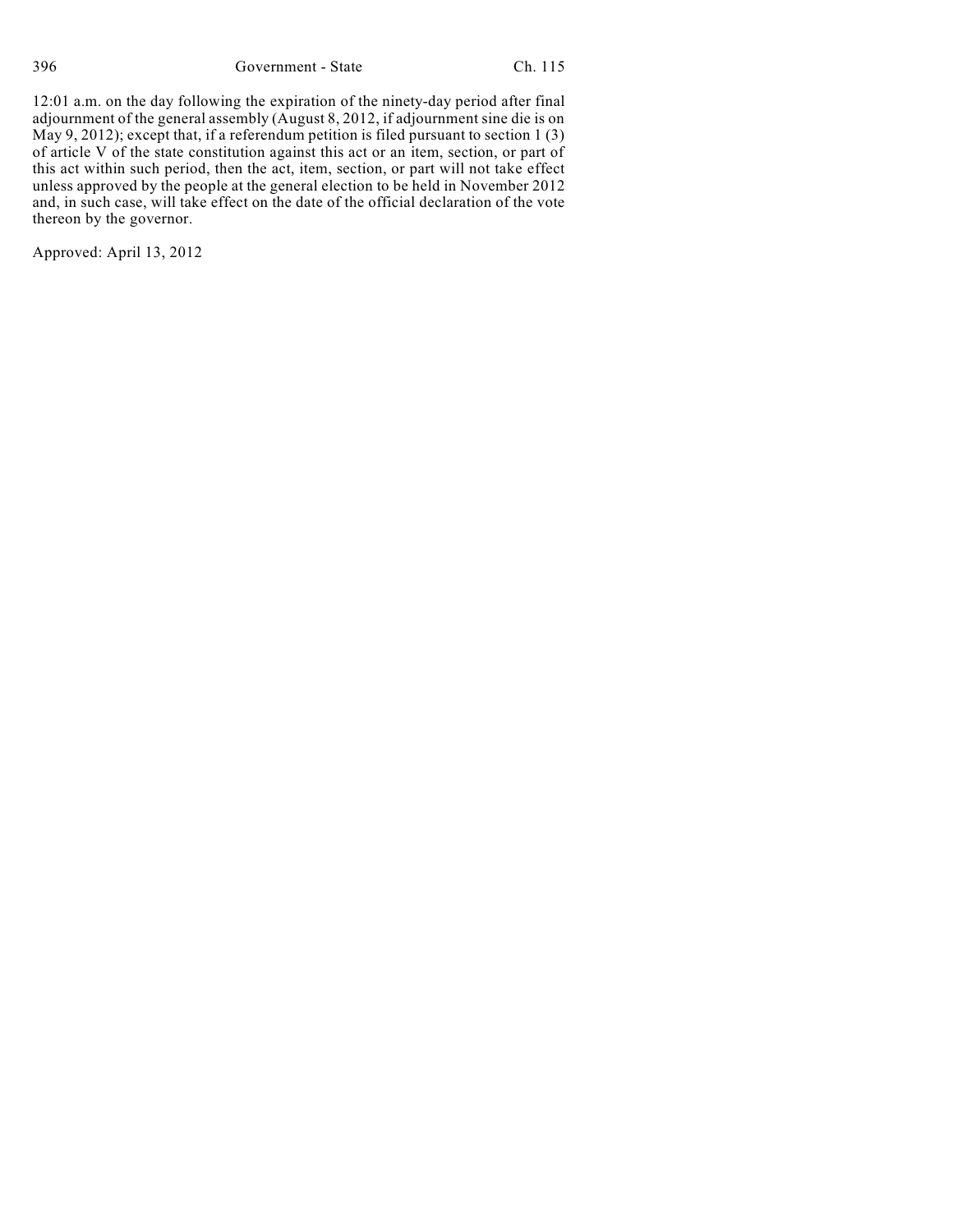12:01 a.m. on the day following the expiration of the ninety-day period after final adjournment of the general assembly (August 8, 2012, if adjournment sine die is on May 9, 2012); except that, if a referendum petition is filed pursuant to section 1 (3) of article V of the state constitution against this act or an item, section, or part of this act within such period, then the act, item, section, or part will not take effect unless approved by the people at the general election to be held in November 2012 and, in such case, will take effect on the date of the official declaration of the vote thereon by the governor.

Approved: April 13, 2012